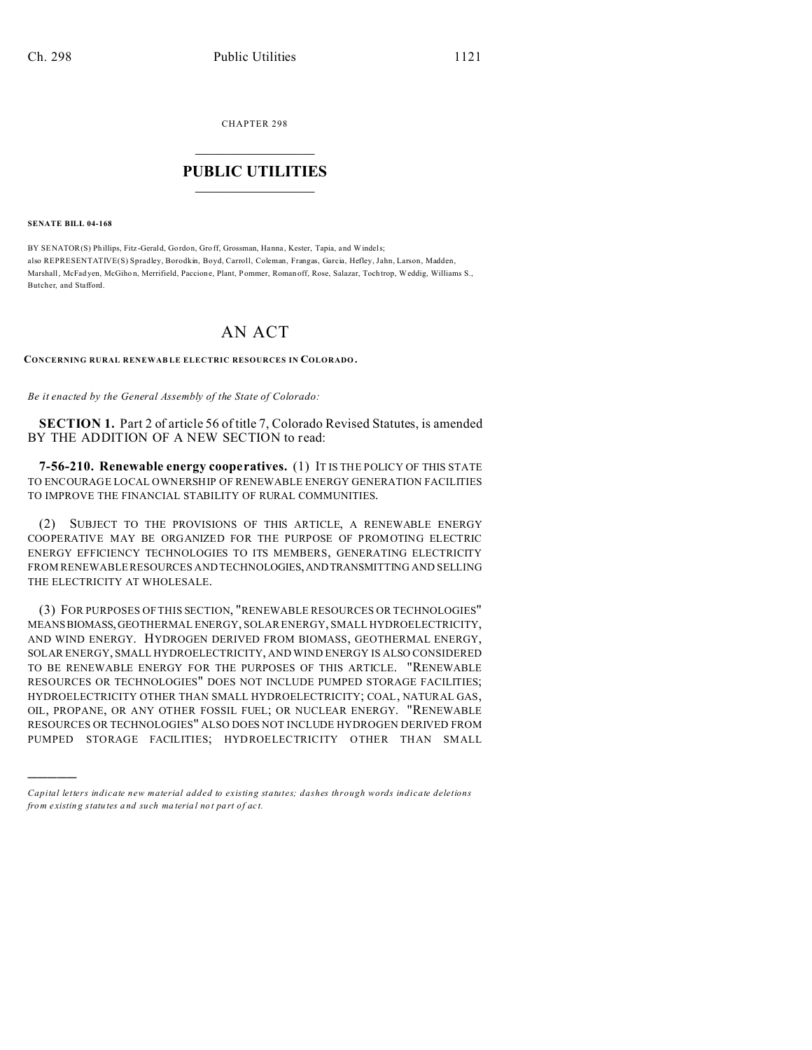CHAPTER 298

# PUBLIC UTILITIES

**SENATE BILL 04-168**

BY SENATOR(S) Phillips, Fitz-Gerald, Gordon, Groff, Grossman, Hanna, Kester, Tapia, and Windels;
also REPRESENTATIVE(S) Spradley, Borodkin, Boyd, Carroll, Coleman, Frangas, Garcia, Hefley, Jahn, Larson, Madden, Marshall, McFadyen, McGihon, Merrifield, Paccione, Plant, Pommer, Romanoff, Rose, Salazar, Tochtrop, Weddig, Williams S., Butcher, and Stafford.

# AN ACT

**CONCERNING RURAL RENEWABLE ELECTRIC RESOURCES IN COLORADO.**

*Be it enacted by the General Assembly of the State of Colorado:*

**SECTION 1.** Part 2 of article 56 of title 7, Colorado Revised Statutes, is amended BY THE ADDITION OF A NEW SECTION to read:

**7-56-210. Renewable energy cooperatives.** (1) IT IS THE POLICY OF THIS STATE TO ENCOURAGE LOCAL OWNERSHIP OF RENEWABLE ENERGY GENERATION FACILITIES TO IMPROVE THE FINANCIAL STABILITY OF RURAL COMMUNITIES.

(2) SUBJECT TO THE PROVISIONS OF THIS ARTICLE, A RENEWABLE ENERGY COOPERATIVE MAY BE ORGANIZED FOR THE PURPOSE OF PROMOTING ELECTRIC ENERGY EFFICIENCY TECHNOLOGIES TO ITS MEMBERS, GENERATING ELECTRICITY FROM RENEWABLE RESOURCES AND TECHNOLOGIES, AND TRANSMITTING AND SELLING THE ELECTRICITY AT WHOLESALE.

(3) FOR PURPOSES OF THIS SECTION, "RENEWABLE RESOURCES OR TECHNOLOGIES" MEANS BIOMASS, GEOTHERMAL ENERGY, SOLAR ENERGY, SMALL HYDROELECTRICITY, AND WIND ENERGY. HYDROGEN DERIVED FROM BIOMASS, GEOTHERMAL ENERGY, SOLAR ENERGY, SMALL HYDROELECTRICITY, AND WIND ENERGY IS ALSO CONSIDERED TO BE RENEWABLE ENERGY FOR THE PURPOSES OF THIS ARTICLE. "RENEWABLE RESOURCES OR TECHNOLOGIES" DOES NOT INCLUDE PUMPED STORAGE FACILITIES; HYDROELECTRICITY OTHER THAN SMALL HYDROELECTRICITY; COAL, NATURAL GAS, OIL, PROPANE, OR ANY OTHER FOSSIL FUEL; OR NUCLEAR ENERGY. "RENEWABLE RESOURCES OR TECHNOLOGIES" ALSO DOES NOT INCLUDE HYDROGEN DERIVED FROM PUMPED STORAGE FACILITIES; HYDROELECTRICITY OTHER THAN SMALL

---

*Capital letters indicate new material added to existing statutes; dashes through words indicate deletions from existing statutes and such material not part of act.*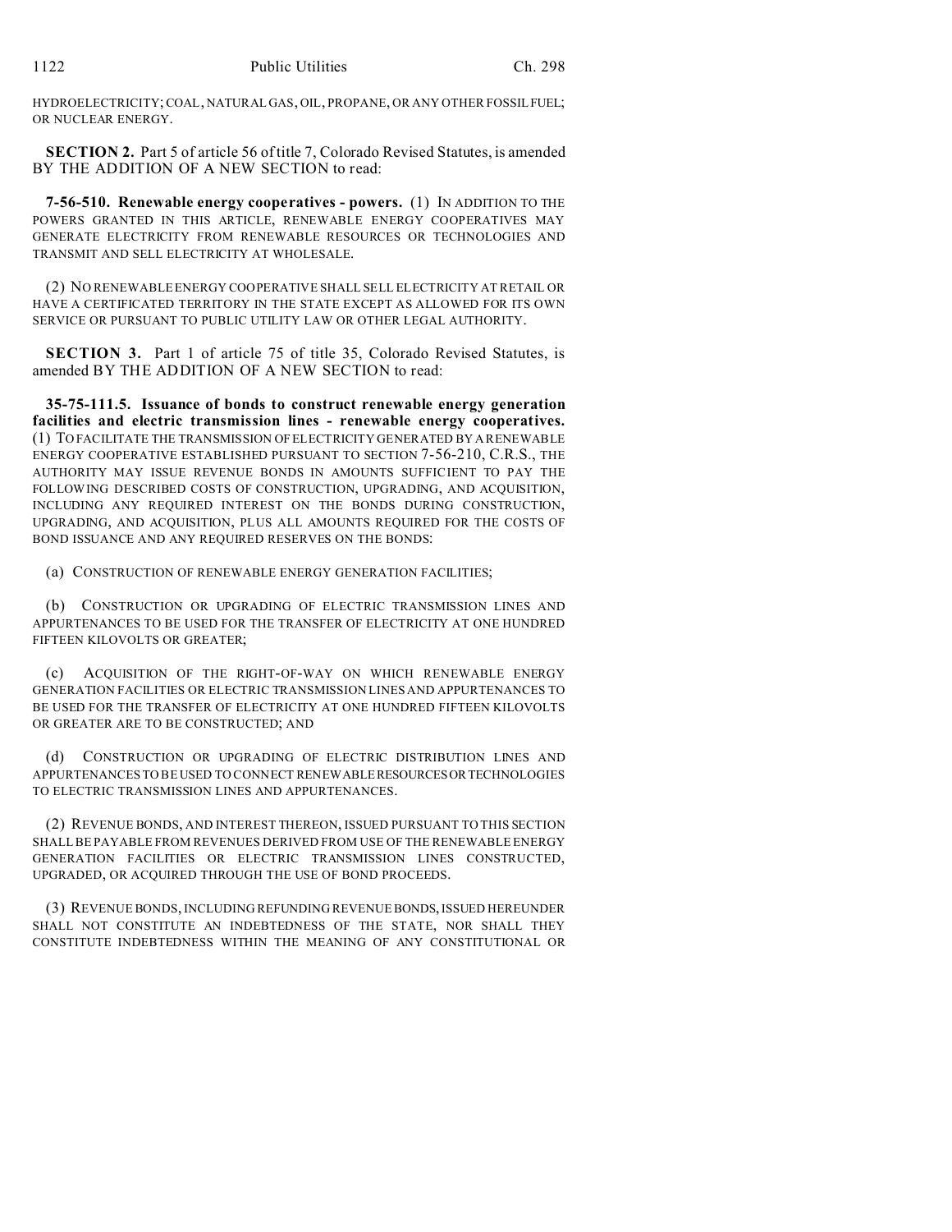HYDROELECTRICITY; COAL, NATURAL GAS, OIL, PROPANE, OR ANY OTHER FOSSIL FUEL; OR NUCLEAR ENERGY.

**SECTION 2.** Part 5 of article 56 of title 7, Colorado Revised Statutes, is amended BY THE ADDITION OF A NEW SECTION to read:

**7-56-510. Renewable energy cooperatives - powers.** (1) IN ADDITION TO THE POWERS GRANTED IN THIS ARTICLE, RENEWABLE ENERGY COOPERATIVES MAY GENERATE ELECTRICITY FROM RENEWABLE RESOURCES OR TECHNOLOGIES AND TRANSMIT AND SELL ELECTRICITY AT WHOLESALE.

(2) NO RENEWABLE ENERGY COOPERATIVE SHALL SELL ELECTRICITY AT RETAIL OR HAVE A CERTIFICATED TERRITORY IN THE STATE EXCEPT AS ALLOWED FOR ITS OWN SERVICE OR PURSUANT TO PUBLIC UTILITY LAW OR OTHER LEGAL AUTHORITY.

**SECTION 3.** Part 1 of article 75 of title 35, Colorado Revised Statutes, is amended BY THE ADDITION OF A NEW SECTION to read:

**35-75-111.5. Issuance of bonds to construct renewable energy generation facilities and electric transmission lines - renewable energy cooperatives.** (1) TO FACILITATE THE TRANSMISSION OF ELECTRICITY GENERATED BY A RENEWABLE ENERGY COOPERATIVE ESTABLISHED PURSUANT TO SECTION 7-56-210, C.R.S., THE AUTHORITY MAY ISSUE REVENUE BONDS IN AMOUNTS SUFFICIENT TO PAY THE FOLLOWING DESCRIBED COSTS OF CONSTRUCTION, UPGRADING, AND ACQUISITION, INCLUDING ANY REQUIRED INTEREST ON THE BONDS DURING CONSTRUCTION, UPGRADING, AND ACQUISITION, PLUS ALL AMOUNTS REQUIRED FOR THE COSTS OF BOND ISSUANCE AND ANY REQUIRED RESERVES ON THE BONDS:

(a) CONSTRUCTION OF RENEWABLE ENERGY GENERATION FACILITIES;

(b) CONSTRUCTION OR UPGRADING OF ELECTRIC TRANSMISSION LINES AND APPURTENANCES TO BE USED FOR THE TRANSFER OF ELECTRICITY AT ONE HUNDRED FIFTEEN KILOVOLTS OR GREATER;

(c) ACQUISITION OF THE RIGHT-OF-WAY ON WHICH RENEWABLE ENERGY GENERATION FACILITIES OR ELECTRIC TRANSMISSION LINES AND APPURTENANCES TO BE USED FOR THE TRANSFER OF ELECTRICITY AT ONE HUNDRED FIFTEEN KILOVOLTS OR GREATER ARE TO BE CONSTRUCTED; AND

(d) CONSTRUCTION OR UPGRADING OF ELECTRIC DISTRIBUTION LINES AND APPURTENANCES TO BE USED TO CONNECT RENEWABLE RESOURCES OR TECHNOLOGIES TO ELECTRIC TRANSMISSION LINES AND APPURTENANCES.

(2) REVENUE BONDS, AND INTEREST THEREON, ISSUED PURSUANT TO THIS SECTION SHALL BE PAYABLE FROM REVENUES DERIVED FROM USE OF THE RENEWABLE ENERGY GENERATION FACILITIES OR ELECTRIC TRANSMISSION LINES CONSTRUCTED, UPGRADED, OR ACQUIRED THROUGH THE USE OF BOND PROCEEDS.

(3) REVENUE BONDS, INCLUDING REFUNDING REVENUE BONDS, ISSUED HEREUNDER SHALL NOT CONSTITUTE AN INDEBTEDNESS OF THE STATE, NOR SHALL THEY CONSTITUTE INDEBTEDNESS WITHIN THE MEANING OF ANY CONSTITUTIONAL OR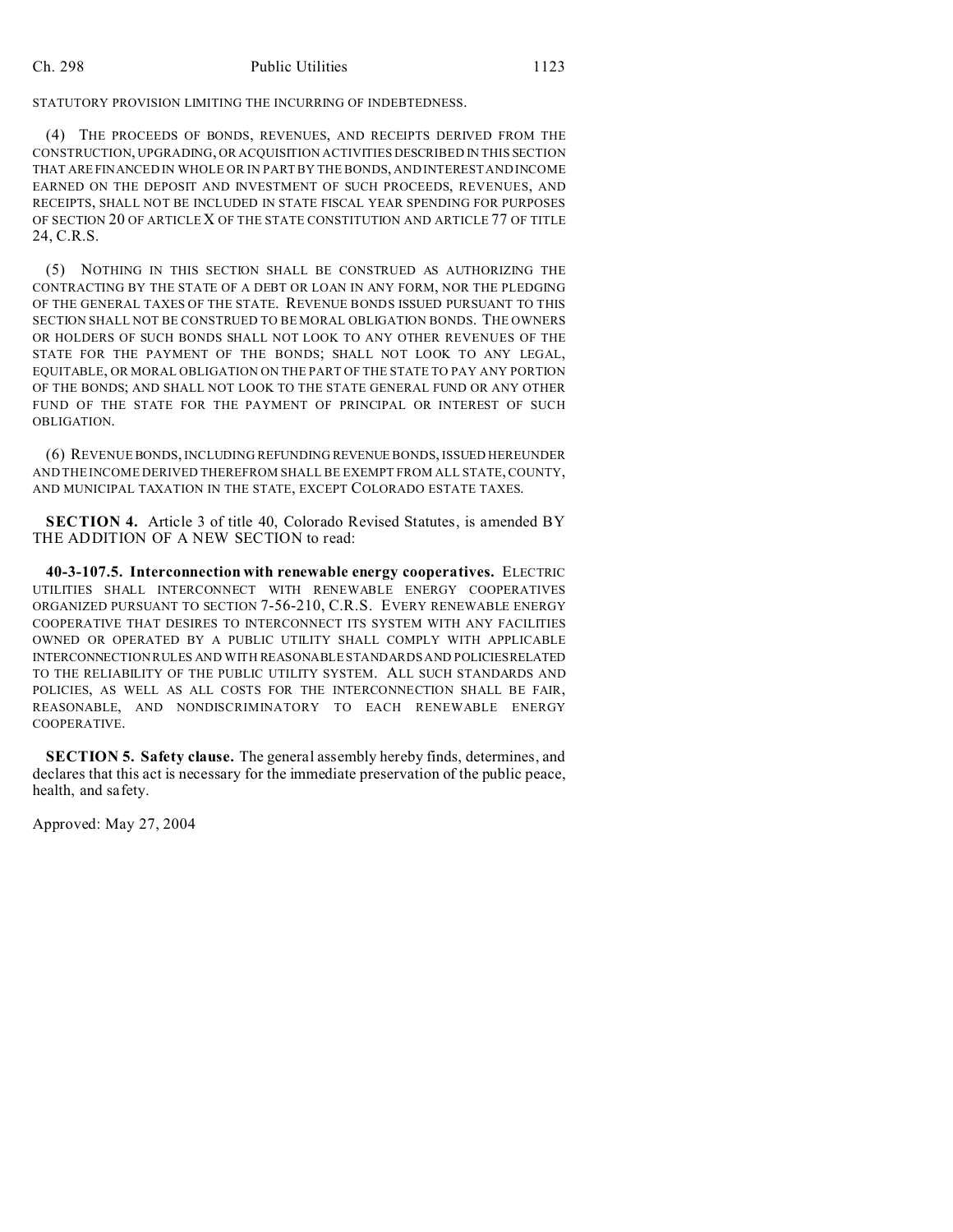STATUTORY PROVISION LIMITING THE INCURRING OF INDEBTEDNESS.

(4) THE PROCEEDS OF BONDS, REVENUES, AND RECEIPTS DERIVED FROM THE CONSTRUCTION, UPGRADING, OR ACQUISITION ACTIVITIES DESCRIBED IN THIS SECTION THAT ARE FINANCED IN WHOLE OR IN PART BY THE BONDS, AND INTEREST AND INCOME EARNED ON THE DEPOSIT AND INVESTMENT OF SUCH PROCEEDS, REVENUES, AND RECEIPTS, SHALL NOT BE INCLUDED IN STATE FISCAL YEAR SPENDING FOR PURPOSES OF SECTION 20 OF ARTICLE X OF THE STATE CONSTITUTION AND ARTICLE 77 OF TITLE 24, C.R.S.

(5) NOTHING IN THIS SECTION SHALL BE CONSTRUED AS AUTHORIZING THE CONTRACTING BY THE STATE OF A DEBT OR LOAN IN ANY FORM, NOR THE PLEDGING OF THE GENERAL TAXES OF THE STATE. REVENUE BONDS ISSUED PURSUANT TO THIS SECTION SHALL NOT BE CONSTRUED TO BE MORAL OBLIGATION BONDS. THE OWNERS OR HOLDERS OF SUCH BONDS SHALL NOT LOOK TO ANY OTHER REVENUES OF THE STATE FOR THE PAYMENT OF THE BONDS; SHALL NOT LOOK TO ANY LEGAL, EQUITABLE, OR MORAL OBLIGATION ON THE PART OF THE STATE TO PAY ANY PORTION OF THE BONDS; AND SHALL NOT LOOK TO THE STATE GENERAL FUND OR ANY OTHER FUND OF THE STATE FOR THE PAYMENT OF PRINCIPAL OR INTEREST OF SUCH OBLIGATION.

(6) REVENUE BONDS, INCLUDING REFUNDING REVENUE BONDS, ISSUED HEREUNDER AND THE INCOME DERIVED THEREFROM SHALL BE EXEMPT FROM ALL STATE, COUNTY, AND MUNICIPAL TAXATION IN THE STATE, EXCEPT COLORADO ESTATE TAXES.

**SECTION 4.** Article 3 of title 40, Colorado Revised Statutes, is amended BY THE ADDITION OF A NEW SECTION to read:

**40-3-107.5. Interconnection with renewable energy cooperatives.** ELECTRIC UTILITIES SHALL INTERCONNECT WITH RENEWABLE ENERGY COOPERATIVES ORGANIZED PURSUANT TO SECTION 7-56-210, C.R.S. EVERY RENEWABLE ENERGY COOPERATIVE THAT DESIRES TO INTERCONNECT ITS SYSTEM WITH ANY FACILITIES OWNED OR OPERATED BY A PUBLIC UTILITY SHALL COMPLY WITH APPLICABLE INTERCONNECTION RULES AND WITH REASONABLE STANDARDS AND POLICIES RELATED TO THE RELIABILITY OF THE PUBLIC UTILITY SYSTEM. ALL SUCH STANDARDS AND POLICIES, AS WELL AS ALL COSTS FOR THE INTERCONNECTION SHALL BE FAIR, REASONABLE, AND NONDISCRIMINATORY TO EACH RENEWABLE ENERGY COOPERATIVE.

**SECTION 5. Safety clause.** The general assembly hereby finds, determines, and declares that this act is necessary for the immediate preservation of the public peace, health, and safety.

Approved: May 27, 2004